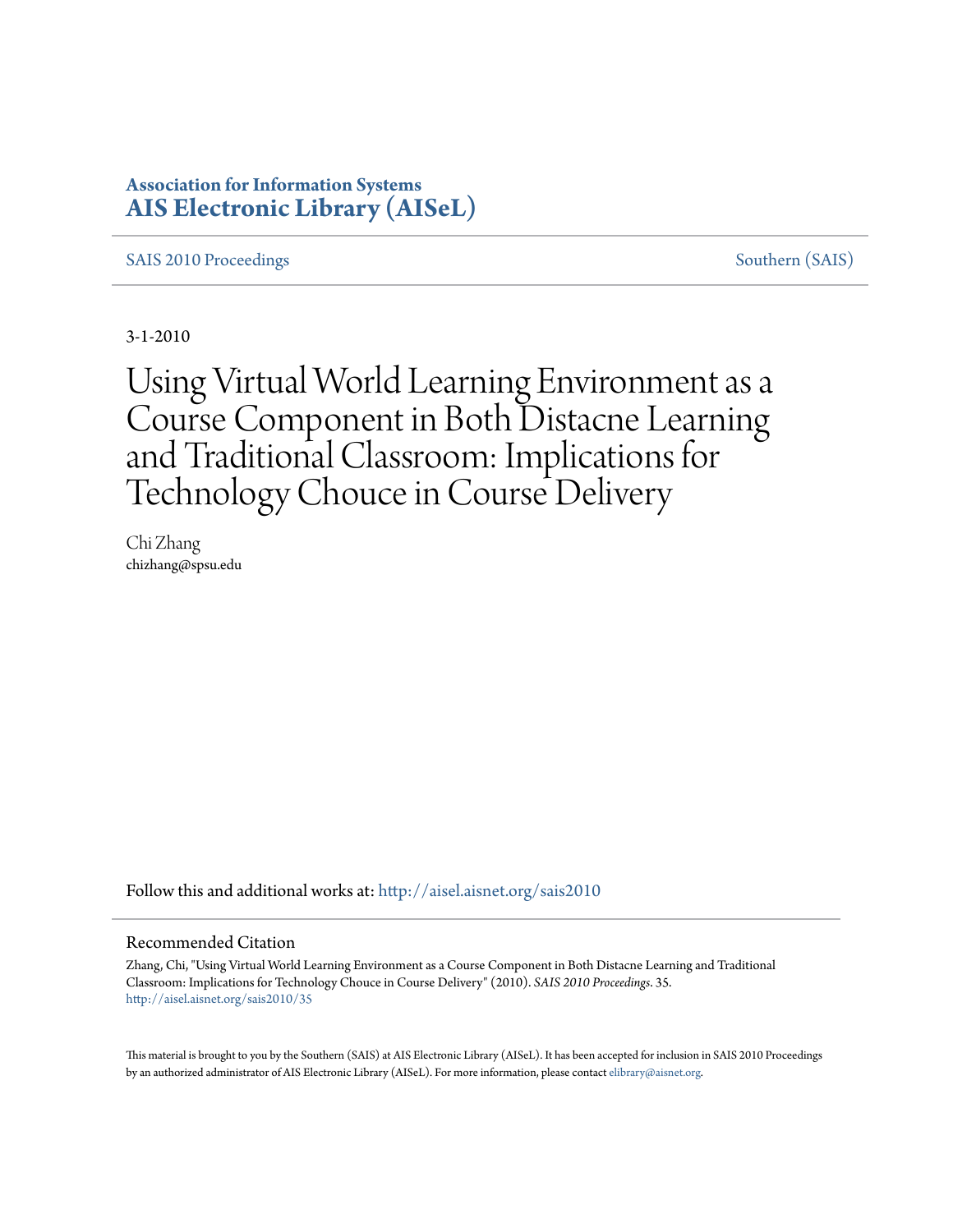**Association for Information Systems**
**AIS Electronic Library (AISeL)**

SAIS 2010 Proceedings | Southern (SAIS)

3-1-2010

# Using Virtual World Learning Environment as a Course Component in Both Distacne Learning and Traditional Classroom: Implications for Technology Chouce in Course Delivery

Chi Zhang
chizhang@spsu.edu

Follow this and additional works at: http://aisel.aisnet.org/sais2010

## Recommended Citation

Zhang, Chi, "Using Virtual World Learning Environment as a Course Component in Both Distacne Learning and Traditional Classroom: Implications for Technology Chouce in Course Delivery" (2010). *SAIS 2010 Proceedings*. 35.
http://aisel.aisnet.org/sais2010/35

This material is brought to you by the Southern (SAIS) at AIS Electronic Library (AISeL). It has been accepted for inclusion in SAIS 2010 Proceedings by an authorized administrator of AIS Electronic Library (AISeL). For more information, please contact elibrary@aisnet.org.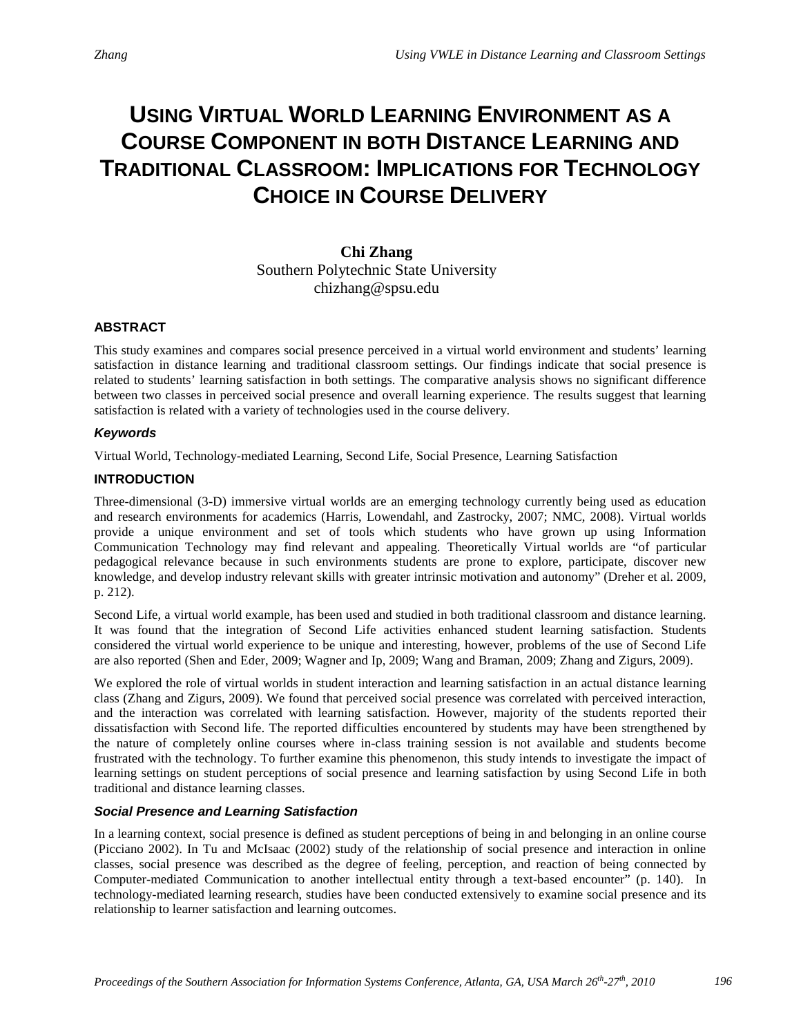// Zhang // Using VWLE in Distance Learning and Classroom Settings

# USING VIRTUAL WORLD LEARNING ENVIRONMENT AS A COURSE COMPONENT IN BOTH DISTANCE LEARNING AND TRADITIONAL CLASSROOM: IMPLICATIONS FOR TECHNOLOGY CHOICE IN COURSE DELIVERY

**Chi Zhang**
Southern Polytechnic State University
chizhang@spsu.edu

## ABSTRACT

This study examines and compares social presence perceived in a virtual world environment and students' learning satisfaction in distance learning and traditional classroom settings. Our findings indicate that social presence is related to students' learning satisfaction in both settings. The comparative analysis shows no significant difference between two classes in perceived social presence and overall learning experience. The results suggest that learning satisfaction is related with a variety of technologies used in the course delivery.

### *Keywords*

Virtual World, Technology-mediated Learning, Second Life, Social Presence, Learning Satisfaction

## INTRODUCTION

Three-dimensional (3-D) immersive virtual worlds are an emerging technology currently being used as education and research environments for academics (Harris, Lowendahl, and Zastrocky, 2007; NMC, 2008). Virtual worlds provide a unique environment and set of tools which students who have grown up using Information Communication Technology may find relevant and appealing. Theoretically Virtual worlds are "of particular pedagogical relevance because in such environments students are prone to explore, participate, discover new knowledge, and develop industry relevant skills with greater intrinsic motivation and autonomy" (Dreher et al. 2009, p. 212).

Second Life, a virtual world example, has been used and studied in both traditional classroom and distance learning. It was found that the integration of Second Life activities enhanced student learning satisfaction. Students considered the virtual world experience to be unique and interesting, however, problems of the use of Second Life are also reported (Shen and Eder, 2009; Wagner and Ip, 2009; Wang and Braman, 2009; Zhang and Zigurs, 2009).

We explored the role of virtual worlds in student interaction and learning satisfaction in an actual distance learning class (Zhang and Zigurs, 2009). We found that perceived social presence was correlated with perceived interaction, and the interaction was correlated with learning satisfaction. However, majority of the students reported their dissatisfaction with Second life. The reported difficulties encountered by students may have been strengthened by the nature of completely online courses where in-class training session is not available and students become frustrated with the technology. To further examine this phenomenon, this study intends to investigate the impact of learning settings on student perceptions of social presence and learning satisfaction by using Second Life in both traditional and distance learning classes.

### *Social Presence and Learning Satisfaction*

In a learning context, social presence is defined as student perceptions of being in and belonging in an online course (Picciano 2002). In Tu and McIsaac (2002) study of the relationship of social presence and interaction in online classes, social presence was described as the degree of feeling, perception, and reaction of being connected by Computer-mediated Communication to another intellectual entity through a text-based encounter" (p. 140). In technology-mediated learning research, studies have been conducted extensively to examine social presence and its relationship to learner satisfaction and learning outcomes.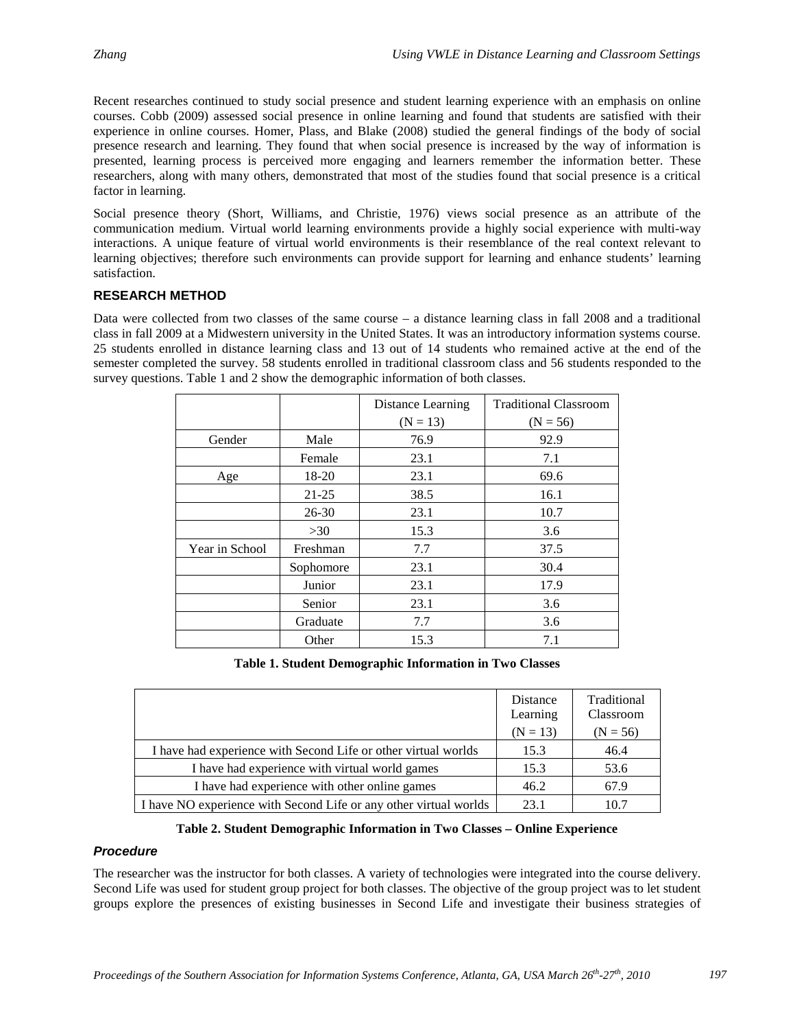Recent researches continued to study social presence and student learning experience with an emphasis on online courses. Cobb (2009) assessed social presence in online learning and found that students are satisfied with their experience in online courses. Homer, Plass, and Blake (2008) studied the general findings of the body of social presence research and learning. They found that when social presence is increased by the way of information is presented, learning process is perceived more engaging and learners remember the information better. These researchers, along with many others, demonstrated that most of the studies found that social presence is a critical factor in learning.

Social presence theory (Short, Williams, and Christie, 1976) views social presence as an attribute of the communication medium. Virtual world learning environments provide a highly social experience with multi-way interactions. A unique feature of virtual world environments is their resemblance of the real context relevant to learning objectives; therefore such environments can provide support for learning and enhance students' learning satisfaction.

## RESEARCH METHOD

Data were collected from two classes of the same course – a distance learning class in fall 2008 and a traditional class in fall 2009 at a Midwestern university in the United States. It was an introductory information systems course. 25 students enrolled in distance learning class and 13 out of 14 students who remained active at the end of the semester completed the survey. 58 students enrolled in traditional classroom class and 56 students responded to the survey questions. Table 1 and 2 show the demographic information of both classes.

| | | Distance Learning (N = 13) | Traditional Classroom (N = 56) |
|---|---|---|---|
| Gender | Male | 76.9 | 92.9 |
| | Female | 23.1 | 7.1 |
| Age | 18-20 | 23.1 | 69.6 |
| | 21-25 | 38.5 | 16.1 |
| | 26-30 | 23.1 | 10.7 |
| | >30 | 15.3 | 3.6 |
| Year in School | Freshman | 7.7 | 37.5 |
| | Sophomore | 23.1 | 30.4 |
| | Junior | 23.1 | 17.9 |
| | Senior | 23.1 | 3.6 |
| | Graduate | 7.7 | 3.6 |
| | Other | 15.3 | 7.1 |

**Table 1. Student Demographic Information in Two Classes**

| | Distance Learning (N = 13) | Traditional Classroom (N = 56) |
|---|---|---|
| I have had experience with Second Life or other virtual worlds | 15.3 | 46.4 |
| I have had experience with virtual world games | 15.3 | 53.6 |
| I have had experience with other online games | 46.2 | 67.9 |
| I have NO experience with Second Life or any other virtual worlds | 23.1 | 10.7 |

**Table 2. Student Demographic Information in Two Classes – Online Experience**

### *Procedure*

The researcher was the instructor for both classes. A variety of technologies were integrated into the course delivery. Second Life was used for student group project for both classes. The objective of the group project was to let student groups explore the presences of existing businesses in Second Life and investigate their business strategies of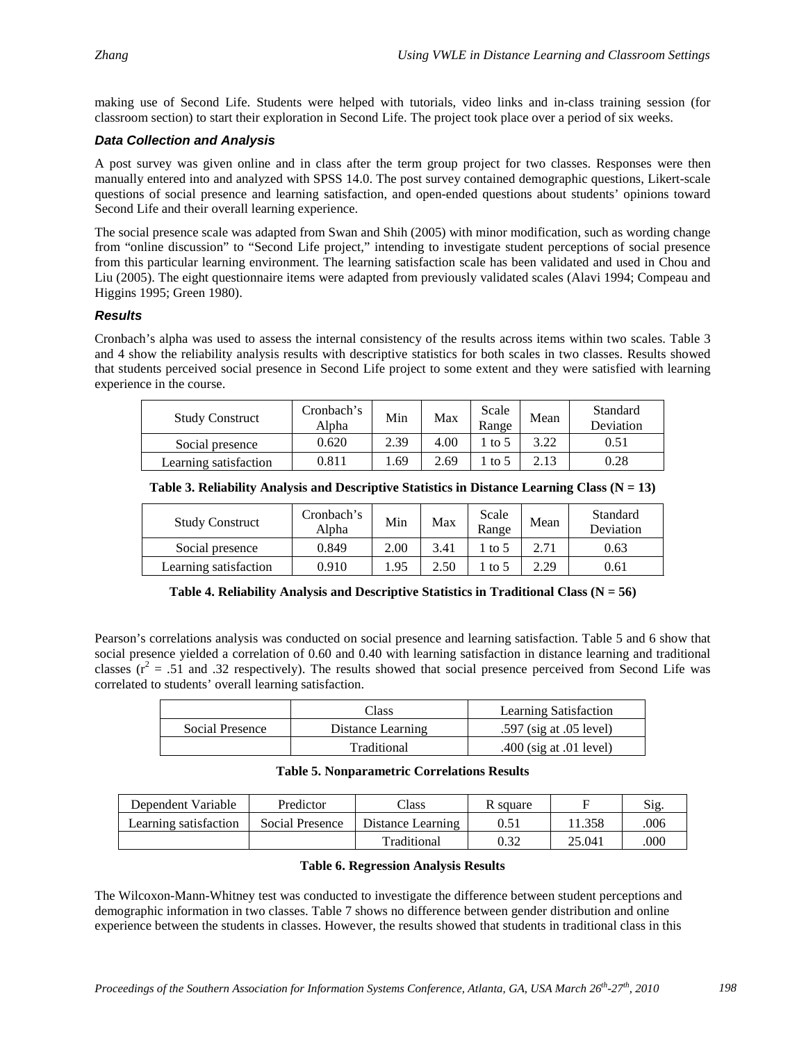making use of Second Life. Students were helped with tutorials, video links and in-class training session (for classroom section) to start their exploration in Second Life. The project took place over a period of six weeks.

### *Data Collection and Analysis*

A post survey was given online and in class after the term group project for two classes. Responses were then manually entered into and analyzed with SPSS 14.0. The post survey contained demographic questions, Likert-scale questions of social presence and learning satisfaction, and open-ended questions about students' opinions toward Second Life and their overall learning experience.

The social presence scale was adapted from Swan and Shih (2005) with minor modification, such as wording change from "online discussion" to "Second Life project," intending to investigate student perceptions of social presence from this particular learning environment. The learning satisfaction scale has been validated and used in Chou and Liu (2005). The eight questionnaire items were adapted from previously validated scales (Alavi 1994; Compeau and Higgins 1995; Green 1980).

### *Results*

Cronbach's alpha was used to assess the internal consistency of the results across items within two scales. Table 3 and 4 show the reliability analysis results with descriptive statistics for both scales in two classes. Results showed that students perceived social presence in Second Life project to some extent and they were satisfied with learning experience in the course.

| Study Construct | Cronbach's Alpha | Min | Max | Scale Range | Mean | Standard Deviation |
|---|---|---|---|---|---|---|
| Social presence | 0.620 | 2.39 | 4.00 | 1 to 5 | 3.22 | 0.51 |
| Learning satisfaction | 0.811 | 1.69 | 2.69 | 1 to 5 | 2.13 | 0.28 |

**Table 3. Reliability Analysis and Descriptive Statistics in Distance Learning Class (N = 13)**

| Study Construct | Cronbach's Alpha | Min | Max | Scale Range | Mean | Standard Deviation |
|---|---|---|---|---|---|---|
| Social presence | 0.849 | 2.00 | 3.41 | 1 to 5 | 2.71 | 0.63 |
| Learning satisfaction | 0.910 | 1.95 | 2.50 | 1 to 5 | 2.29 | 0.61 |

**Table 4. Reliability Analysis and Descriptive Statistics in Traditional Class (N = 56)**

Pearson's correlations analysis was conducted on social presence and learning satisfaction. Table 5 and 6 show that social presence yielded a correlation of 0.60 and 0.40 with learning satisfaction in distance learning and traditional classes ($r^2$ = .51 and .32 respectively). The results showed that social presence perceived from Second Life was correlated to students' overall learning satisfaction.

| | Class | Learning Satisfaction |
|---|---|---|
| Social Presence | Distance Learning | .597 (sig at .05 level) |
| | Traditional | .400 (sig at .01 level) |

**Table 5. Nonparametric Correlations Results**

| Dependent Variable | Predictor | Class | R square | F | Sig. |
|---|---|---|---|---|---|
| Learning satisfaction | Social Presence | Distance Learning | 0.51 | 11.358 | .006 |
| | | Traditional | 0.32 | 25.041 | .000 |

**Table 6. Regression Analysis Results**

The Wilcoxon-Mann-Whitney test was conducted to investigate the difference between student perceptions and demographic information in two classes. Table 7 shows no difference between gender distribution and online experience between the students in classes. However, the results showed that students in traditional class in this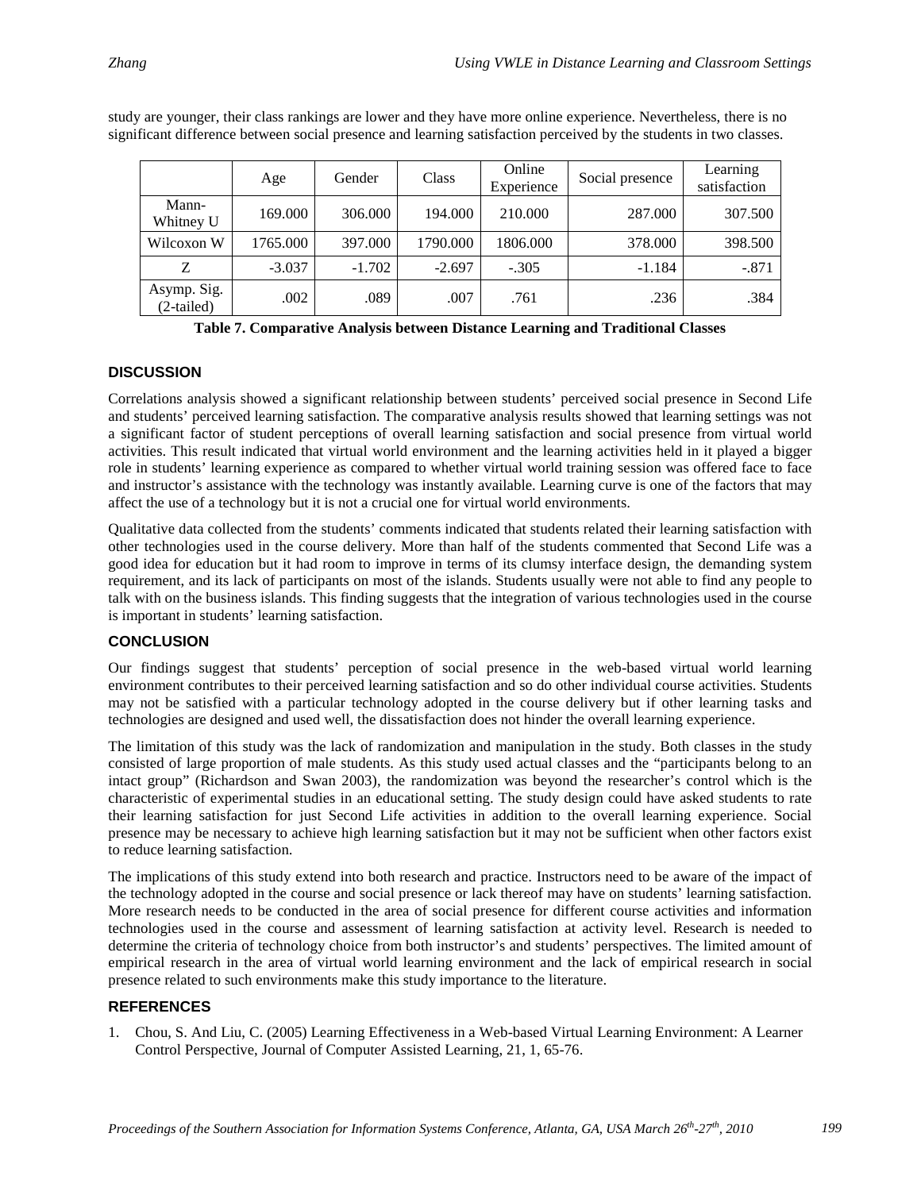study are younger, their class rankings are lower and they have more online experience. Nevertheless, there is no significant difference between social presence and learning satisfaction perceived by the students in two classes.

| | Age | Gender | Class | Online Experience | Social presence | Learning satisfaction |
|---|---|---|---|---|---|---|
| Mann-Whitney U | 169.000 | 306.000 | 194.000 | 210.000 | 287.000 | 307.500 |
| Wilcoxon W | 1765.000 | 397.000 | 1790.000 | 1806.000 | 378.000 | 398.500 |
| Z | -3.037 | -1.702 | -2.697 | -.305 | -1.184 | -.871 |
| Asymp. Sig. (2-tailed) | .002 | .089 | .007 | .761 | .236 | .384 |

**Table 7. Comparative Analysis between Distance Learning and Traditional Classes**

## DISCUSSION

Correlations analysis showed a significant relationship between students' perceived social presence in Second Life and students' perceived learning satisfaction. The comparative analysis results showed that learning settings was not a significant factor of student perceptions of overall learning satisfaction and social presence from virtual world activities. This result indicated that virtual world environment and the learning activities held in it played a bigger role in students' learning experience as compared to whether virtual world training session was offered face to face and instructor's assistance with the technology was instantly available. Learning curve is one of the factors that may affect the use of a technology but it is not a crucial one for virtual world environments.

Qualitative data collected from the students' comments indicated that students related their learning satisfaction with other technologies used in the course delivery. More than half of the students commented that Second Life was a good idea for education but it had room to improve in terms of its clumsy interface design, the demanding system requirement, and its lack of participants on most of the islands. Students usually were not able to find any people to talk with on the business islands. This finding suggests that the integration of various technologies used in the course is important in students' learning satisfaction.

## CONCLUSION

Our findings suggest that students' perception of social presence in the web-based virtual world learning environment contributes to their perceived learning satisfaction and so do other individual course activities. Students may not be satisfied with a particular technology adopted in the course delivery but if other learning tasks and technologies are designed and used well, the dissatisfaction does not hinder the overall learning experience.

The limitation of this study was the lack of randomization and manipulation in the study. Both classes in the study consisted of large proportion of male students. As this study used actual classes and the "participants belong to an intact group" (Richardson and Swan 2003), the randomization was beyond the researcher's control which is the characteristic of experimental studies in an educational setting. The study design could have asked students to rate their learning satisfaction for just Second Life activities in addition to the overall learning experience. Social presence may be necessary to achieve high learning satisfaction but it may not be sufficient when other factors exist to reduce learning satisfaction.

The implications of this study extend into both research and practice. Instructors need to be aware of the impact of the technology adopted in the course and social presence or lack thereof may have on students' learning satisfaction. More research needs to be conducted in the area of social presence for different course activities and information technologies used in the course and assessment of learning satisfaction at activity level. Research is needed to determine the criteria of technology choice from both instructor's and students' perspectives. The limited amount of empirical research in the area of virtual world learning environment and the lack of empirical research in social presence related to such environments make this study importance to the literature.

## REFERENCES

1. Chou, S. And Liu, C. (2005) Learning Effectiveness in a Web-based Virtual Learning Environment: A Learner Control Perspective, Journal of Computer Assisted Learning, 21, 1, 65-76.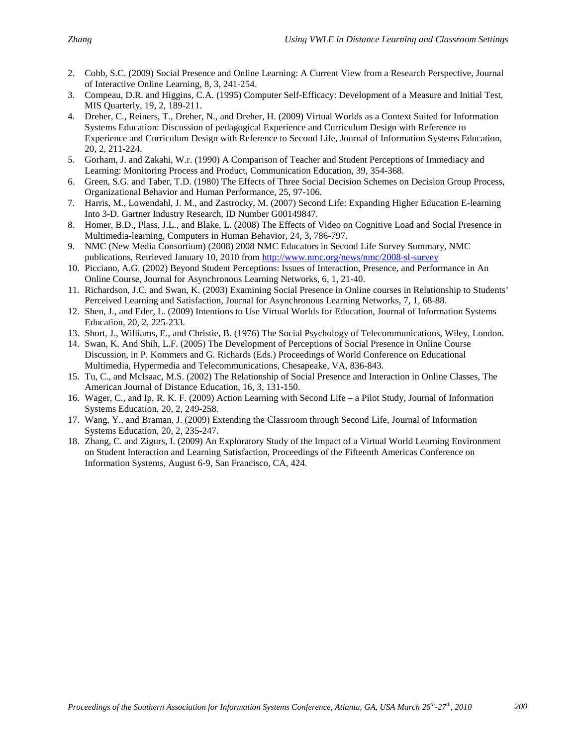2. Cobb, S.C. (2009) Social Presence and Online Learning: A Current View from a Research Perspective, Journal of Interactive Online Learning, 8, 3, 241-254.
3. Compeau, D.R. and Higgins, C.A. (1995) Computer Self-Efficacy: Development of a Measure and Initial Test, MIS Quarterly, 19, 2, 189-211.
4. Dreher, C., Reiners, T., Dreher, N., and Dreher, H. (2009) Virtual Worlds as a Context Suited for Information Systems Education: Discussion of pedagogical Experience and Curriculum Design with Reference to Experience and Curriculum Design with Reference to Second Life, Journal of Information Systems Education, 20, 2, 211-224.
5. Gorham, J. and Zakahi, W.r. (1990) A Comparison of Teacher and Student Perceptions of Immediacy and Learning: Monitoring Process and Product, Communication Education, 39, 354-368.
6. Green, S.G. and Taber, T.D. (1980) The Effects of Three Social Decision Schemes on Decision Group Process, Organizational Behavior and Human Performance, 25, 97-106.
7. Harris, M., Lowendahl, J. M., and Zastrocky, M. (2007) Second Life: Expanding Higher Education E-learning Into 3-D. Gartner Industry Research, ID Number G00149847.
8. Homer, B.D., Plass, J.L., and Blake, L. (2008) The Effects of Video on Cognitive Load and Social Presence in Multimedia-learning, Computers in Human Behavior, 24, 3, 786-797.
9. NMC (New Media Consortium) (2008) 2008 NMC Educators in Second Life Survey Summary, NMC publications, Retrieved January 10, 2010 from http://www.nmc.org/news/nmc/2008-sl-survey
10. Picciano, A.G. (2002) Beyond Student Perceptions: Issues of Interaction, Presence, and Performance in An Online Course, Journal for Asynchronous Learning Networks, 6, 1, 21-40.
11. Richardson, J.C. and Swan, K. (2003) Examining Social Presence in Online courses in Relationship to Students' Perceived Learning and Satisfaction, Journal for Asynchronous Learning Networks, 7, 1, 68-88.
12. Shen, J., and Eder, L. (2009) Intentions to Use Virtual Worlds for Education, Journal of Information Systems Education, 20, 2, 225-233.
13. Short, J., Williams, E., and Christie, B. (1976) The Social Psychology of Telecommunications, Wiley, London.
14. Swan, K. And Shih, L.F. (2005) The Development of Perceptions of Social Presence in Online Course Discussion, in P. Kommers and G. Richards (Eds.) Proceedings of World Conference on Educational Multimedia, Hypermedia and Telecommunications, Chesapeake, VA, 836-843.
15. Tu, C., and McIsaac, M.S. (2002) The Relationship of Social Presence and Interaction in Online Classes, The American Journal of Distance Education, 16, 3, 131-150.
16. Wager, C., and Ip, R. K. F. (2009) Action Learning with Second Life – a Pilot Study, Journal of Information Systems Education, 20, 2, 249-258.
17. Wang, Y., and Braman, J. (2009) Extending the Classroom through Second Life, Journal of Information Systems Education, 20, 2, 235-247.
18. Zhang, C. and Zigurs, I. (2009) An Exploratory Study of the Impact of a Virtual World Learning Environment on Student Interaction and Learning Satisfaction, Proceedings of the Fifteenth Americas Conference on Information Systems, August 6-9, San Francisco, CA, 424.